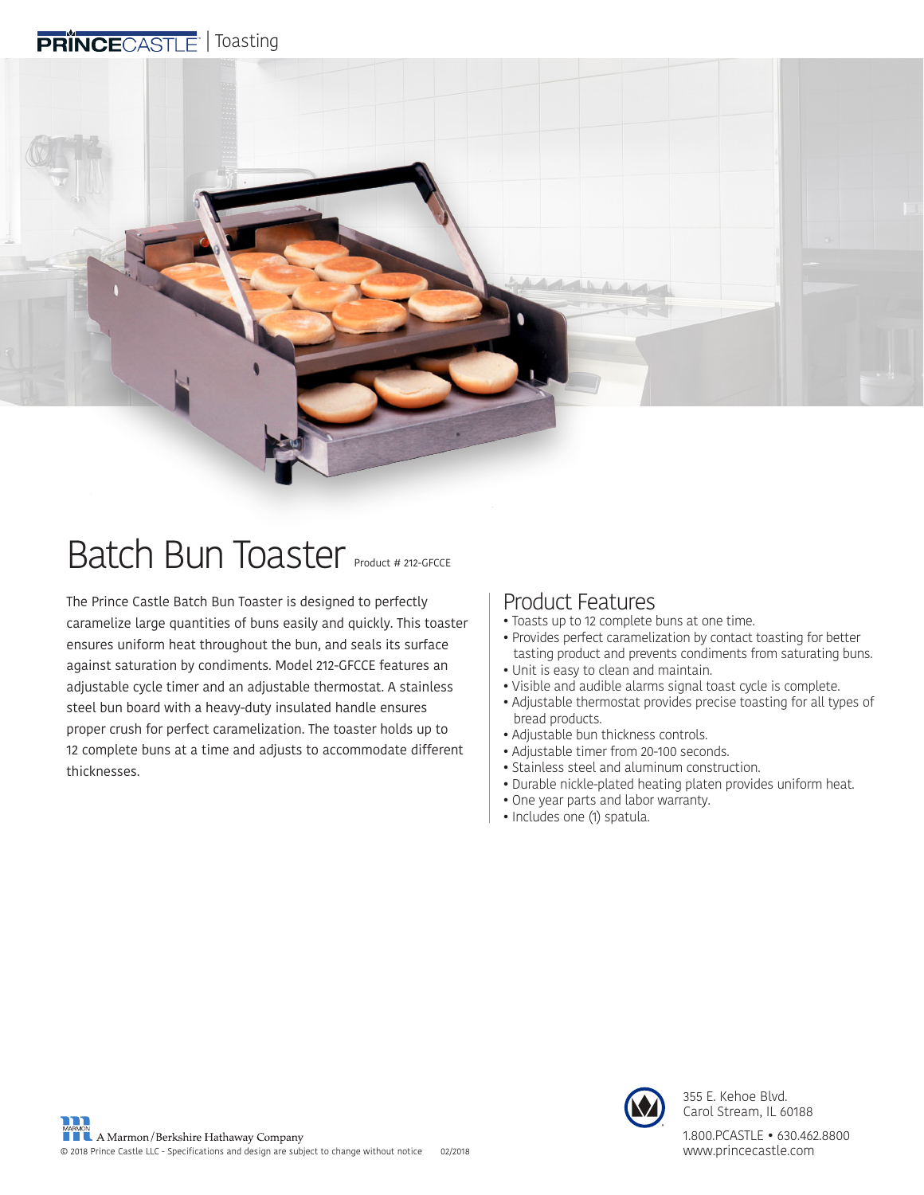PRINCECASTLE | Toasting

# Batch Bun Toaster

Product # 212-GFCCE

The Prince Castle Batch Bun Toaster is designed to perfectly caramelize large quantities of buns easily and quickly. This toaster ensures uniform heat throughout the bun, and seals its surface against saturation by condiments. Model 212-GFCCE features an adjustable cycle timer and an adjustable thermostat. A stainless steel bun board with a heavy-duty insulated handle ensures proper crush for perfect caramelization. The toaster holds up to 12 complete buns at a time and adjusts to accommodate different thicknesses.

## Product Features

- Toasts up to 12 complete buns at one time.
- Provides perfect caramelization by contact toasting for better tasting product and prevents condiments from saturating buns.
- Unit is easy to clean and maintain.
- Visible and audible alarms signal toast cycle is complete.
- Adjustable thermostat provides precise toasting for all types of bread products.
- Adjustable bun thickness controls.
- Adjustable timer from 20-100 seconds.
- Stainless steel and aluminum construction.
- Durable nickle-plated heating platen provides uniform heat.
- One year parts and labor warranty.
- Includes one (1) spatula.

A Marmon/Berkshire Hathaway Company

© 2018 Prince Castle LLC - Specifications and design are subject to change without notice 02/2018

355 E. Kehoe Blvd.
Carol Stream, IL 60188

1.800.PCASTLE • 630.462.8800
www.princecastle.com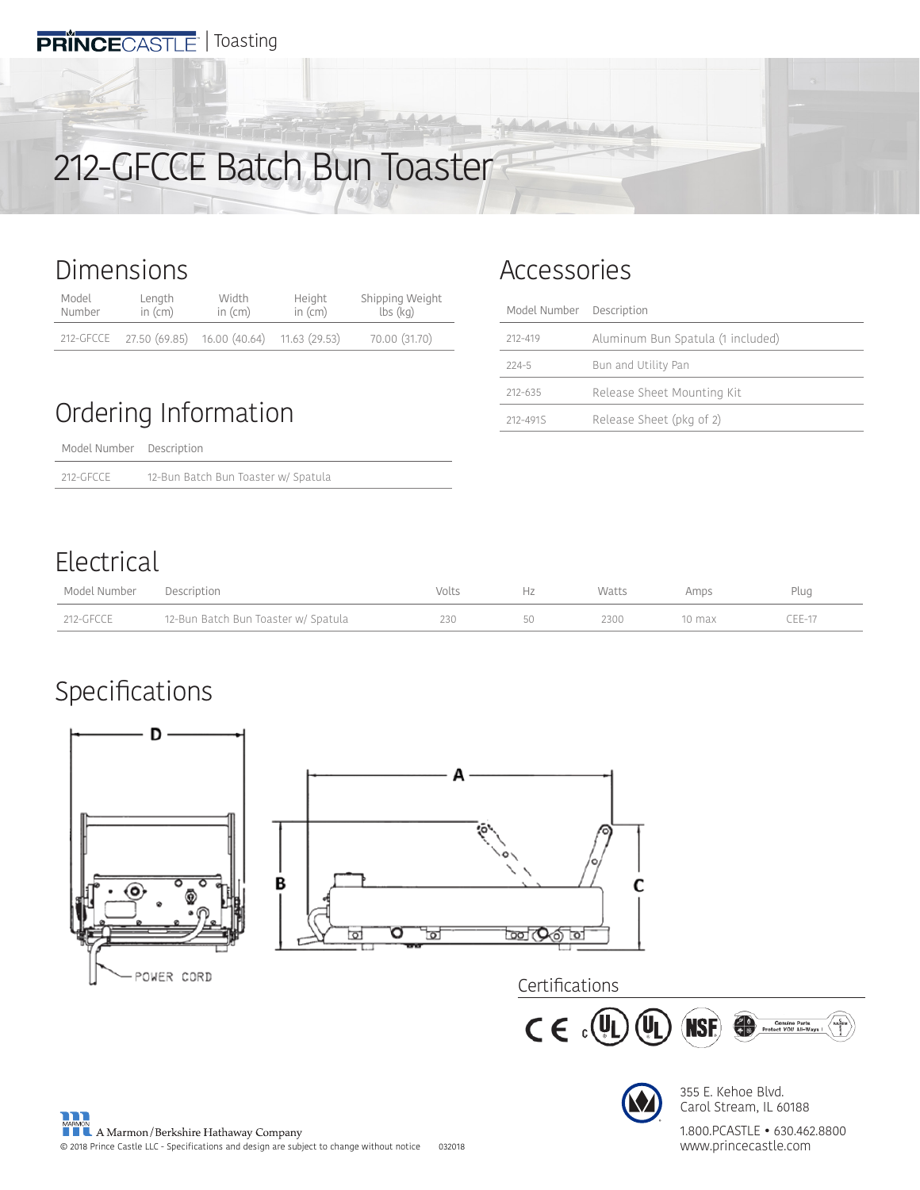PRINCECASTLE | Toasting

# 212-GFCCE Batch Bun Toaster

## Dimensions

| Model Number | Length in (cm) | Width in (cm) | Height in (cm) | Shipping Weight lbs (kg) |
|---|---|---|---|---|
| 212-GFCCE | 27.50 (69.85) | 16.00 (40.64) | 11.63 (29.53) | 70.00 (31.70) |

## Accessories

| Model Number | Description |
|---|---|
| 212-419 | Aluminum Bun Spatula (1 included) |
| 224-5 | Bun and Utility Pan |
| 212-635 | Release Sheet Mounting Kit |
| 212-491S | Release Sheet (pkg of 2) |

## Ordering Information

| Model Number | Description |
|---|---|
| 212-GFCCE | 12-Bun Batch Bun Toaster w/ Spatula |

## Electrical

| Model Number | Description | Volts | Hz | Watts | Amps | Plug |
|---|---|---|---|---|---|---|
| 212-GFCCE | 12-Bun Batch Bun Toaster w/ Spatula | 230 | 50 | 2300 | 10 max | CEE-17 |

## Specifications

D

POWER CORD

A

B

C

Certifications

A Marmon/Berkshire Hathaway Company

© 2018 Prince Castle LLC - Specifications and design are subject to change without notice 032018

355 E. Kehoe Blvd.
Carol Stream, IL 60188

1.800.PCASTLE • 630.462.8800
www.princecastle.com